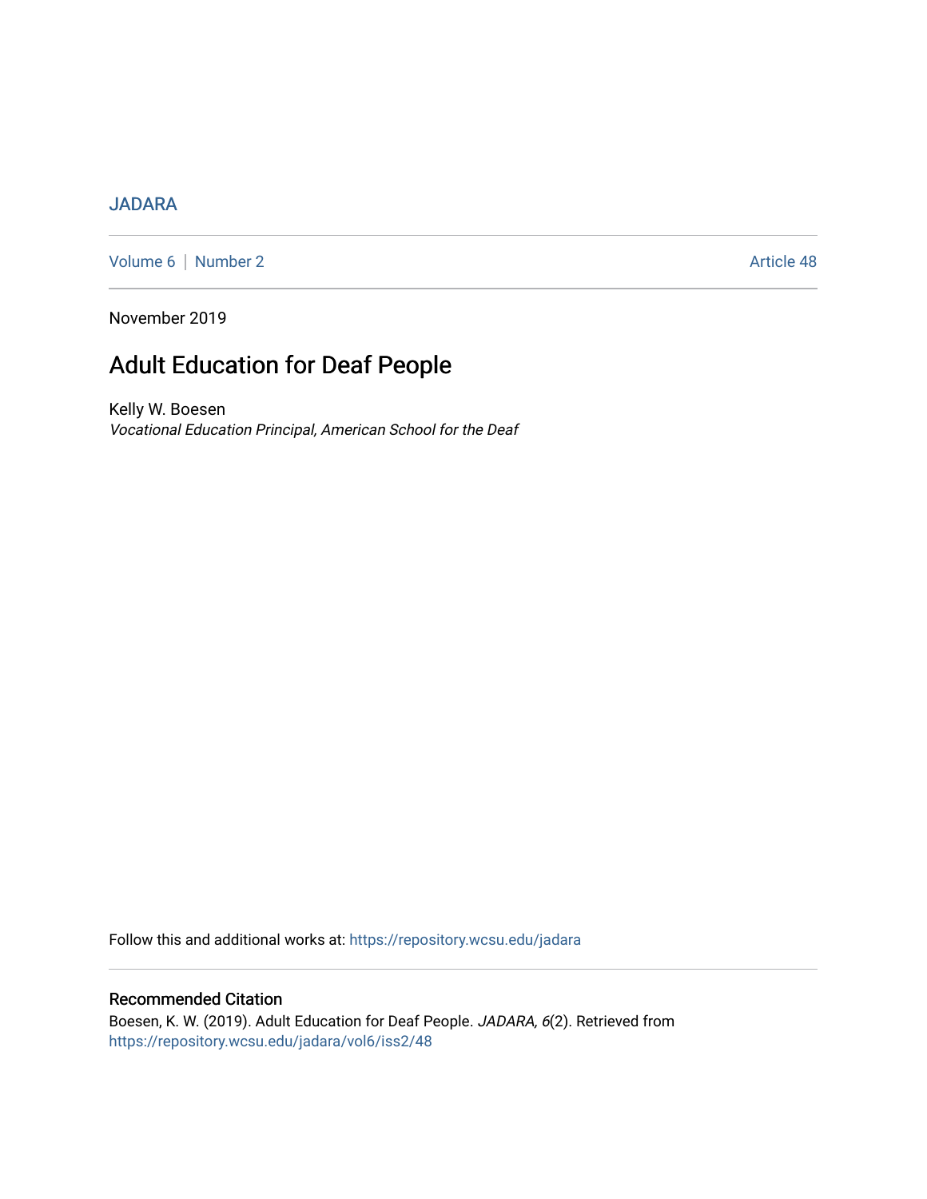JADARA

Volume 6 | Number 2 Article 48

November 2019

# Adult Education for Deaf People

Kelly W. Boesen

*Vocational Education Principal, American School for the Deaf*

Follow this and additional works at: https://repository.wcsu.edu/jadara

## Recommended Citation

Boesen, K. W. (2019). Adult Education for Deaf People. *JADARA, 6*(2). Retrieved from https://repository.wcsu.edu/jadara/vol6/iss2/48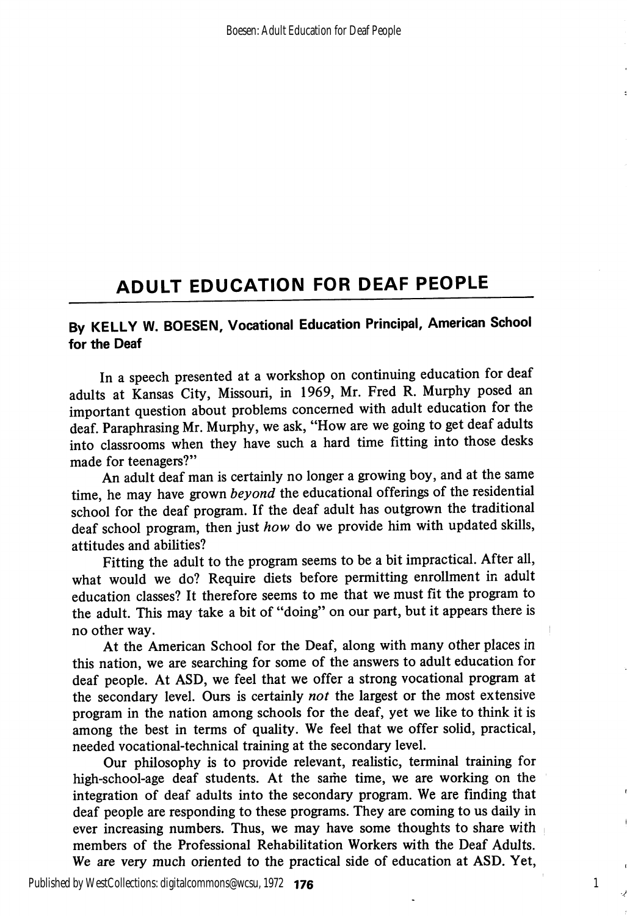# ADULT EDUCATION FOR DEAF PEOPLE

**By KELLY W. BOESEN, Vocational Education Principal, American School for the Deaf**

In a speech presented at a workshop on continuing education for deaf adults at Kansas City, Missouri, in 1969, Mr. Fred R. Murphy posed an important question about problems concerned with adult education for the deaf. Paraphrasing Mr. Murphy, we ask, "How are we going to get deaf adults into classrooms when they have such a hard time fitting into those desks made for teenagers?"

An adult deaf man is certainly no longer a growing boy, and at the same time, he may have grown *beyond* the educational offerings of the residential school for the deaf program. If the deaf adult has outgrown the traditional deaf school program, then just *how* do we provide him with updated skills, attitudes and abilities?

Fitting the adult to the program seems to be a bit impractical. After all, what would we do? Require diets before permitting enrollment in adult education classes? It therefore seems to me that we must fit the program to the adult. This may take a bit of "doing" on our part, but it appears there is no other way.

At the American School for the Deaf, along with many other places in this nation, we are searching for some of the answers to adult education for deaf people. At ASD, we feel that we offer a strong vocational program at the secondary level. Ours is certainly *not* the largest or the most extensive program in the nation among schools for the deaf, yet we like to think it is among the best in terms of quality. We feel that we offer solid, practical, needed vocational-technical training at the secondary level.

Our philosophy is to provide relevant, realistic, terminal training for high-school-age deaf students. At the same time, we are working on the integration of deaf adults into the secondary program. We are finding that deaf people are responding to these programs. They are coming to us daily in ever increasing numbers. Thus, we may have some thoughts to share with members of the Professional Rehabilitation Workers with the Deaf Adults. We are very much oriented to the practical side of education at ASD. Yet,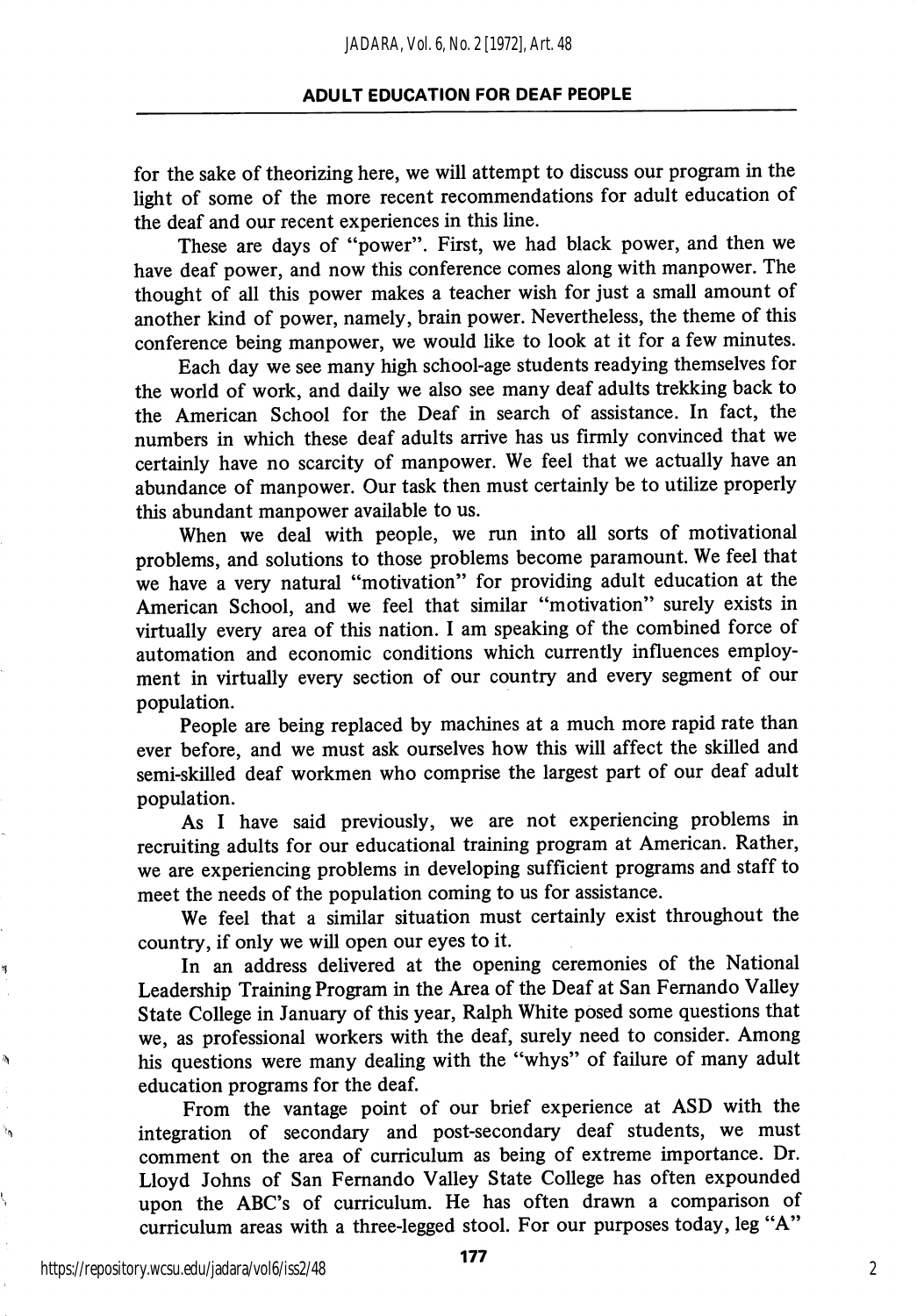for the sake of theorizing here, we will attempt to discuss our program in the light of some of the more recent recommendations for adult education of the deaf and our recent experiences in this line.

These are days of "power". First, we had black power, and then we have deaf power, and now this conference comes along with manpower. The thought of all this power makes a teacher wish for just a small amount of another kind of power, namely, brain power. Nevertheless, the theme of this conference being manpower, we would like to look at it for a few minutes.

Each day we see many high school-age students readying themselves for the world of work, and daily we also see many deaf adults trekking back to the American School for the Deaf in search of assistance. In fact, the numbers in which these deaf adults arrive has us firmly convinced that we certainly have no scarcity of manpower. We feel that we actually have an abundance of manpower. Our task then must certainly be to utilize properly this abundant manpower available to us.

When we deal with people, we run into all sorts of motivational problems, and solutions to those problems become paramount. We feel that we have a very natural "motivation" for providing adult education at the American School, and we feel that similar "motivation" surely exists in virtually every area of this nation. I am speaking of the combined force of automation and economic conditions which currently influences employment in virtually every section of our country and every segment of our population.

People are being replaced by machines at a much more rapid rate than ever before, and we must ask ourselves how this will affect the skilled and semi-skilled deaf workmen who comprise the largest part of our deaf adult population.

As I have said previously, we are not experiencing problems in recruiting adults for our educational training program at American. Rather, we are experiencing problems in developing sufficient programs and staff to meet the needs of the population coming to us for assistance.

We feel that a similar situation must certainly exist throughout the country, if only we will open our eyes to it.

In an address delivered at the opening ceremonies of the National Leadership Training Program in the Area of the Deaf at San Fernando Valley State College in January of this year, Ralph White posed some questions that we, as professional workers with the deaf, surely need to consider. Among his questions were many dealing with the "whys" of failure of many adult education programs for the deaf.

From the vantage point of our brief experience at ASD with the integration of secondary and post-secondary deaf students, we must comment on the area of curriculum as being of extreme importance. Dr. Lloyd Johns of San Fernando Valley State College has often expounded upon the ABC's of curriculum. He has often drawn a comparison of curriculum areas with a three-legged stool. For our purposes today, leg "A"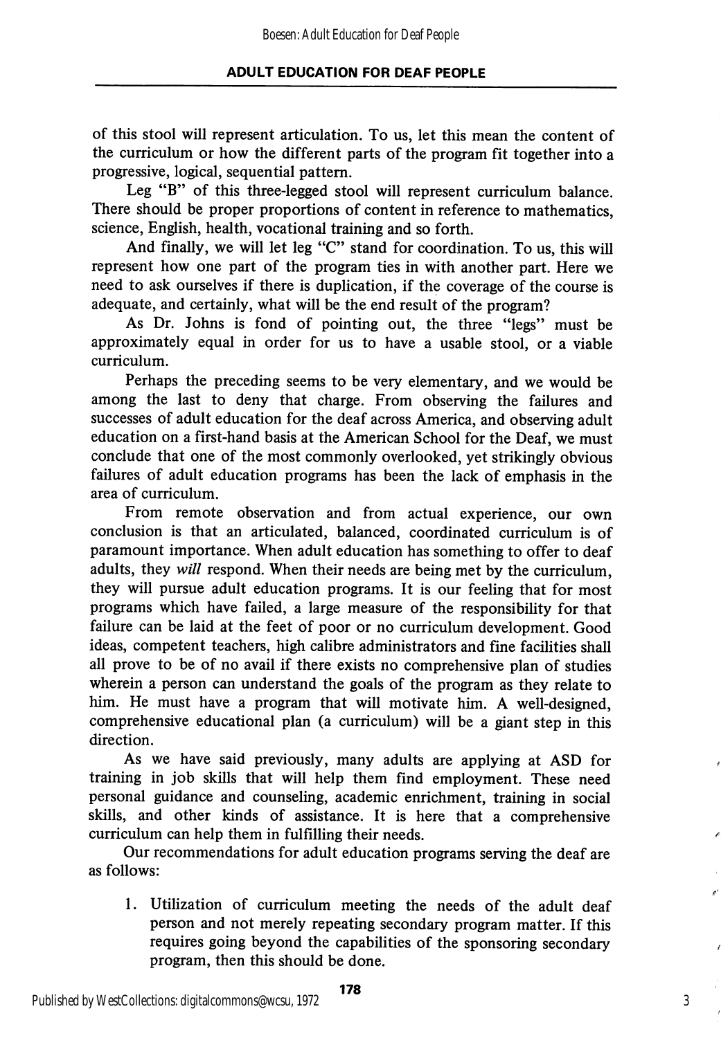of this stool will represent articulation. To us, let this mean the content of the curriculum or how the different parts of the program fit together into a progressive, logical, sequential pattern.

Leg "B" of this three-legged stool will represent curriculum balance. There should be proper proportions of content in reference to mathematics, science, English, health, vocational training and so forth.

And finally, we will let leg "C" stand for coordination. To us, this will represent how one part of the program ties in with another part. Here we need to ask ourselves if there is duplication, if the coverage of the course is adequate, and certainly, what will be the end result of the program?

As Dr. Johns is fond of pointing out, the three "legs" must be approximately equal in order for us to have a usable stool, or a viable curriculum.

Perhaps the preceding seems to be very elementary, and we would be among the last to deny that charge. From observing the failures and successes of adult education for the deaf across America, and observing adult education on a first-hand basis at the American School for the Deaf, we must conclude that one of the most commonly overlooked, yet strikingly obvious failures of adult education programs has been the lack of emphasis in the area of curriculum.

From remote observation and from actual experience, our own conclusion is that an articulated, balanced, coordinated curriculum is of paramount importance. When adult education has something to offer to deaf adults, they *will* respond. When their needs are being met by the curriculum, they will pursue adult education programs. It is our feeling that for most programs which have failed, a large measure of the responsibility for that failure can be laid at the feet of poor or no curriculum development. Good ideas, competent teachers, high calibre administrators and fine facilities shall all prove to be of no avail if there exists no comprehensive plan of studies wherein a person can understand the goals of the program as they relate to him. He must have a program that will motivate him. A well-designed, comprehensive educational plan (a curriculum) will be a giant step in this direction.

As we have said previously, many adults are applying at ASD for training in job skills that will help them find employment. These need personal guidance and counseling, academic enrichment, training in social skills, and other kinds of assistance. It is here that a comprehensive curriculum can help them in fulfilling their needs.

Our recommendations for adult education programs serving the deaf are as follows:

1. Utilization of curriculum meeting the needs of the adult deaf person and not merely repeating secondary program matter. If this requires going beyond the capabilities of the sponsoring secondary program, then this should be done.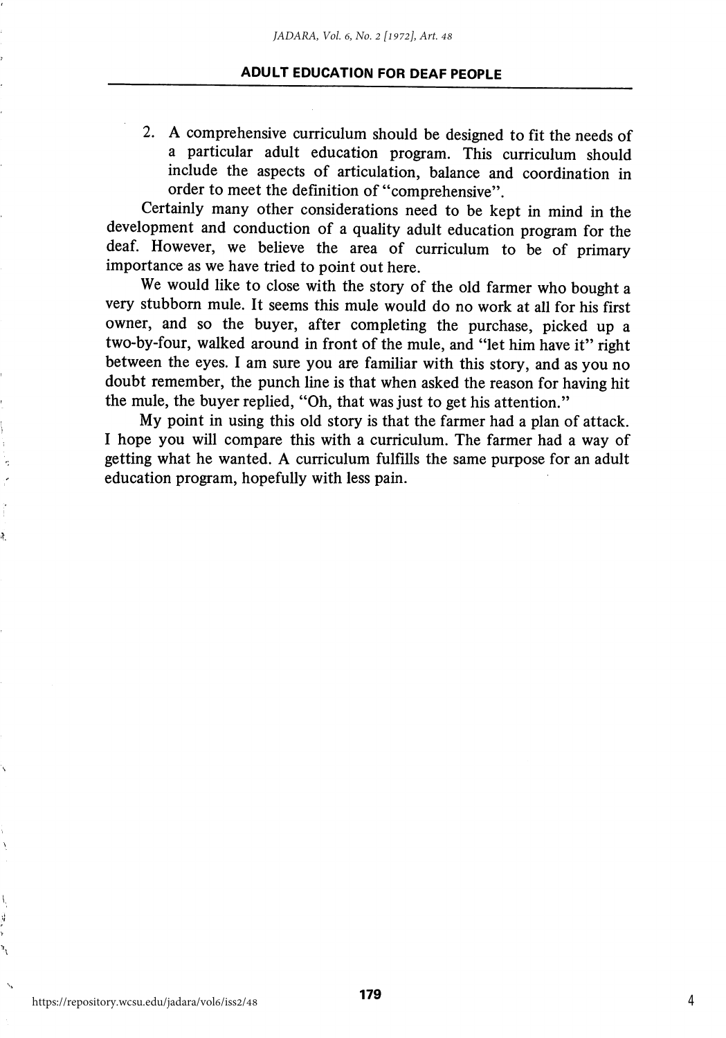2. A comprehensive curriculum should be designed to fit the needs of a particular adult education program. This curriculum should include the aspects of articulation, balance and coordination in order to meet the definition of "comprehensive".

Certainly many other considerations need to be kept in mind in the development and conduction of a quality adult education program for the deaf. However, we believe the area of curriculum to be of primary importance as we have tried to point out here.

We would like to close with the story of the old farmer who bought a very stubborn mule. It seems this mule would do no work at all for his first owner, and so the buyer, after completing the purchase, picked up a two-by-four, walked around in front of the mule, and "let him have it" right between the eyes. I am sure you are familiar with this story, and as you no doubt remember, the punch line is that when asked the reason for having hit the mule, the buyer replied, "Oh, that was just to get his attention."

My point in using this old story is that the farmer had a plan of attack. I hope you will compare this with a curriculum. The farmer had a way of getting what he wanted. A curriculum fulfills the same purpose for an adult education program, hopefully with less pain.